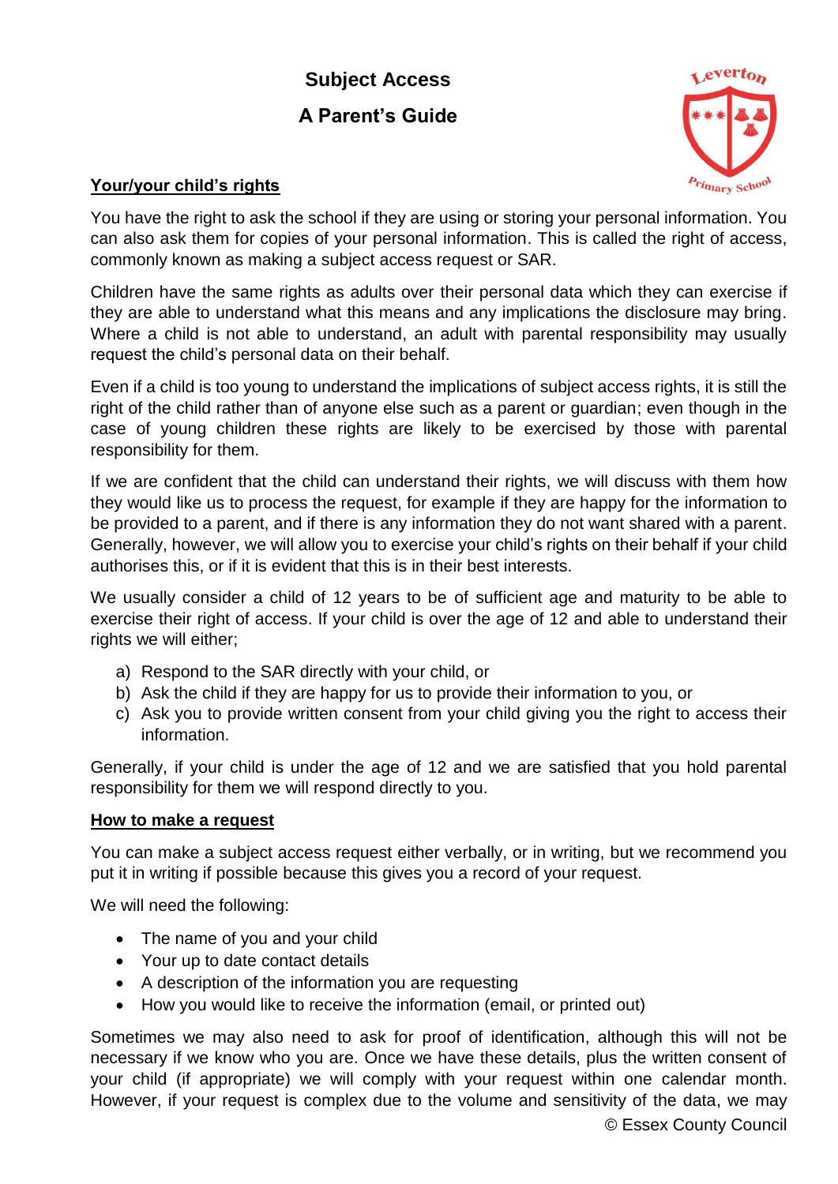# Subject Access

# A Parent's Guide

## Your/your child's rights

You have the right to ask the school if they are using or storing your personal information. You can also ask them for copies of your personal information. This is called the right of access, commonly known as making a subject access request or SAR.

Children have the same rights as adults over their personal data which they can exercise if they are able to understand what this means and any implications the disclosure may bring. Where a child is not able to understand, an adult with parental responsibility may usually request the child's personal data on their behalf.

Even if a child is too young to understand the implications of subject access rights, it is still the right of the child rather than of anyone else such as a parent or guardian; even though in the case of young children these rights are likely to be exercised by those with parental responsibility for them.

If we are confident that the child can understand their rights, we will discuss with them how they would like us to process the request, for example if they are happy for the information to be provided to a parent, and if there is any information they do not want shared with a parent. Generally, however, we will allow you to exercise your child's rights on their behalf if your child authorises this, or if it is evident that this is in their best interests.

We usually consider a child of 12 years to be of sufficient age and maturity to be able to exercise their right of access. If your child is over the age of 12 and able to understand their rights we will either;

a) Respond to the SAR directly with your child, or
b) Ask the child if they are happy for us to provide their information to you, or
c) Ask you to provide written consent from your child giving you the right to access their information.

Generally, if your child is under the age of 12 and we are satisfied that you hold parental responsibility for them we will respond directly to you.

## How to make a request

You can make a subject access request either verbally, or in writing, but we recommend you put it in writing if possible because this gives you a record of your request.

We will need the following:

- The name of you and your child
- Your up to date contact details
- A description of the information you are requesting
- How you would like to receive the information (email, or printed out)

Sometimes we may also need to ask for proof of identification, although this will not be necessary if we know who you are. Once we have these details, plus the written consent of your child (if appropriate) we will comply with your request within one calendar month. However, if your request is complex due to the volume and sensitivity of the data, we may

© Essex County Council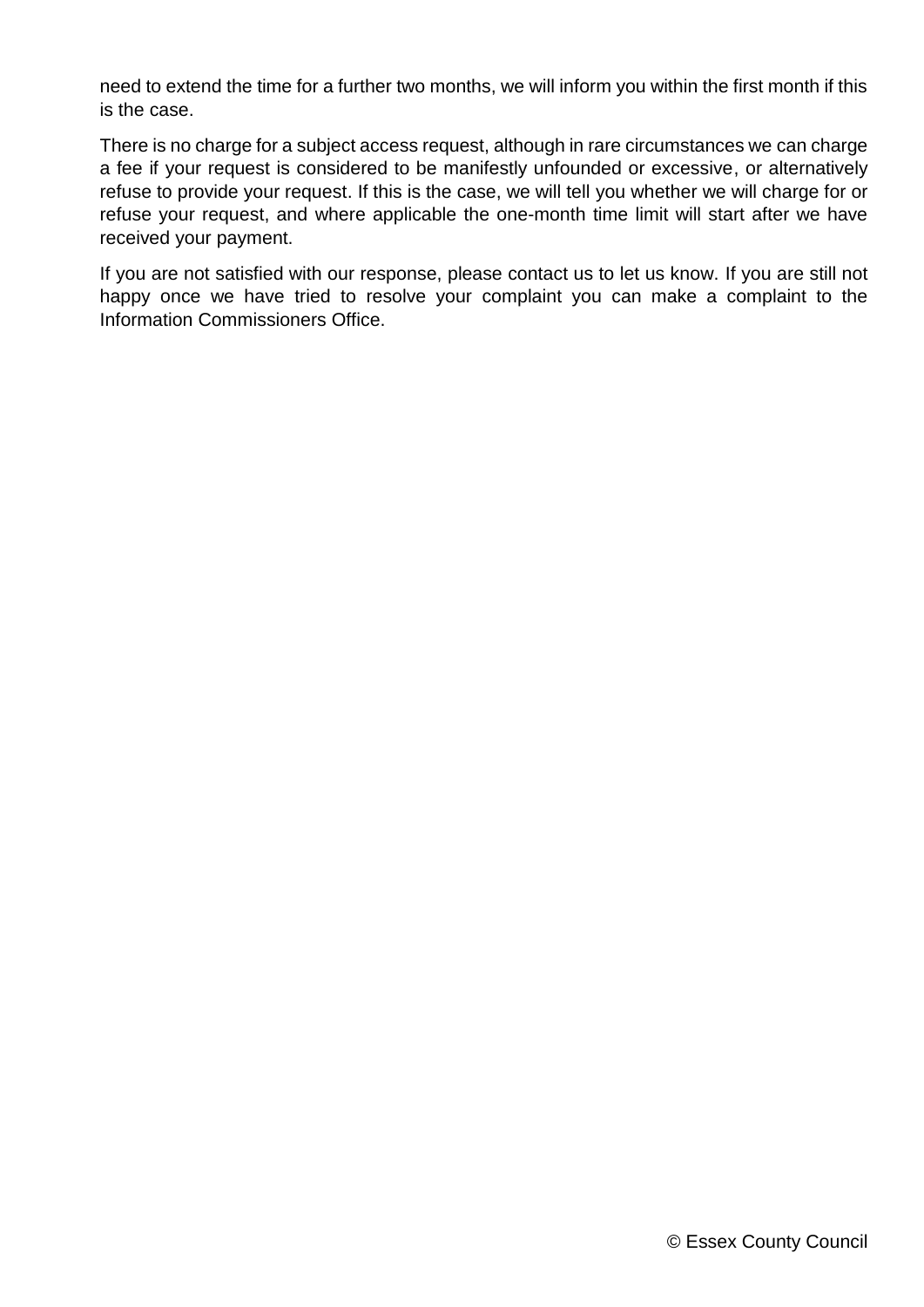need to extend the time for a further two months, we will inform you within the first month if this is the case.

There is no charge for a subject access request, although in rare circumstances we can charge a fee if your request is considered to be manifestly unfounded or excessive, or alternatively refuse to provide your request. If this is the case, we will tell you whether we will charge for or refuse your request, and where applicable the one-month time limit will start after we have received your payment.

If you are not satisfied with our response, please contact us to let us know. If you are still not happy once we have tried to resolve your complaint you can make a complaint to the Information Commissioners Office.